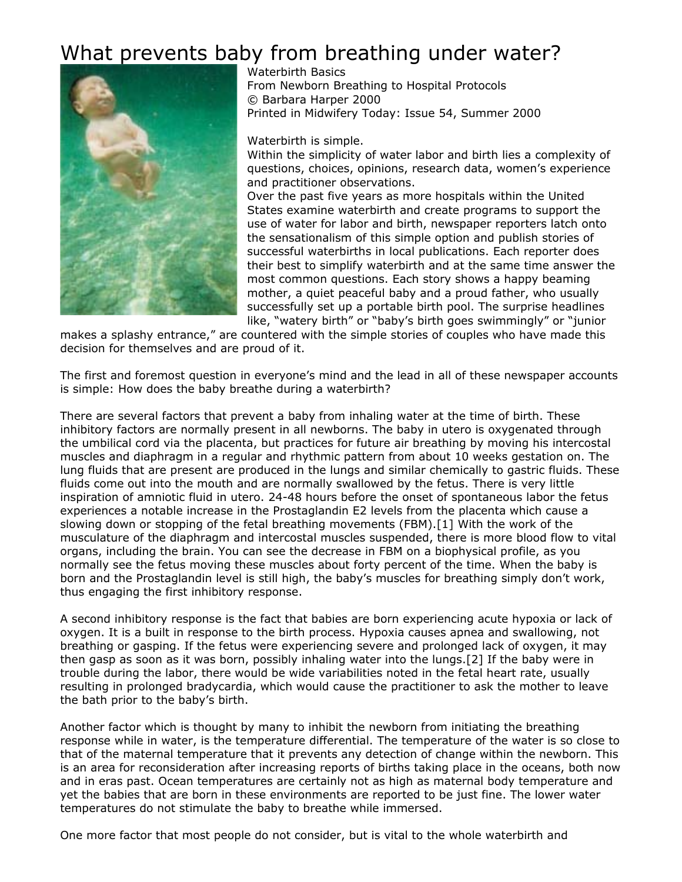# What prevents baby from breathing under water?

Waterbirth Basics
From Newborn Breathing to Hospital Protocols
© Barbara Harper 2000
Printed in Midwifery Today: Issue 54, Summer 2000

Waterbirth is simple.

Within the simplicity of water labor and birth lies a complexity of questions, choices, opinions, research data, women's experience and practitioner observations.

Over the past five years as more hospitals within the United States examine waterbirth and create programs to support the use of water for labor and birth, newspaper reporters latch onto the sensationalism of this simple option and publish stories of successful waterbirths in local publications. Each reporter does their best to simplify waterbirth and at the same time answer the most common questions. Each story shows a happy beaming mother, a quiet peaceful baby and a proud father, who usually successfully set up a portable birth pool. The surprise headlines like, "watery birth" or "baby's birth goes swimmingly" or "junior makes a splashy entrance," are countered with the simple stories of couples who have made this decision for themselves and are proud of it.

The first and foremost question in everyone's mind and the lead in all of these newspaper accounts is simple: How does the baby breathe during a waterbirth?

There are several factors that prevent a baby from inhaling water at the time of birth. These inhibitory factors are normally present in all newborns. The baby in utero is oxygenated through the umbilical cord via the placenta, but practices for future air breathing by moving his intercostal muscles and diaphragm in a regular and rhythmic pattern from about 10 weeks gestation on. The lung fluids that are present are produced in the lungs and similar chemically to gastric fluids. These fluids come out into the mouth and are normally swallowed by the fetus. There is very little inspiration of amniotic fluid in utero. 24-48 hours before the onset of spontaneous labor the fetus experiences a notable increase in the Prostaglandin E2 levels from the placenta which cause a slowing down or stopping of the fetal breathing movements (FBM).[1] With the work of the musculature of the diaphragm and intercostal muscles suspended, there is more blood flow to vital organs, including the brain. You can see the decrease in FBM on a biophysical profile, as you normally see the fetus moving these muscles about forty percent of the time. When the baby is born and the Prostaglandin level is still high, the baby's muscles for breathing simply don't work, thus engaging the first inhibitory response.

A second inhibitory response is the fact that babies are born experiencing acute hypoxia or lack of oxygen. It is a built in response to the birth process. Hypoxia causes apnea and swallowing, not breathing or gasping. If the fetus were experiencing severe and prolonged lack of oxygen, it may then gasp as soon as it was born, possibly inhaling water into the lungs.[2] If the baby were in trouble during the labor, there would be wide variabilities noted in the fetal heart rate, usually resulting in prolonged bradycardia, which would cause the practitioner to ask the mother to leave the bath prior to the baby's birth.

Another factor which is thought by many to inhibit the newborn from initiating the breathing response while in water, is the temperature differential. The temperature of the water is so close to that of the maternal temperature that it prevents any detection of change within the newborn. This is an area for reconsideration after increasing reports of births taking place in the oceans, both now and in eras past. Ocean temperatures are certainly not as high as maternal body temperature and yet the babies that are born in these environments are reported to be just fine. The lower water temperatures do not stimulate the baby to breathe while immersed.

One more factor that most people do not consider, but is vital to the whole waterbirth and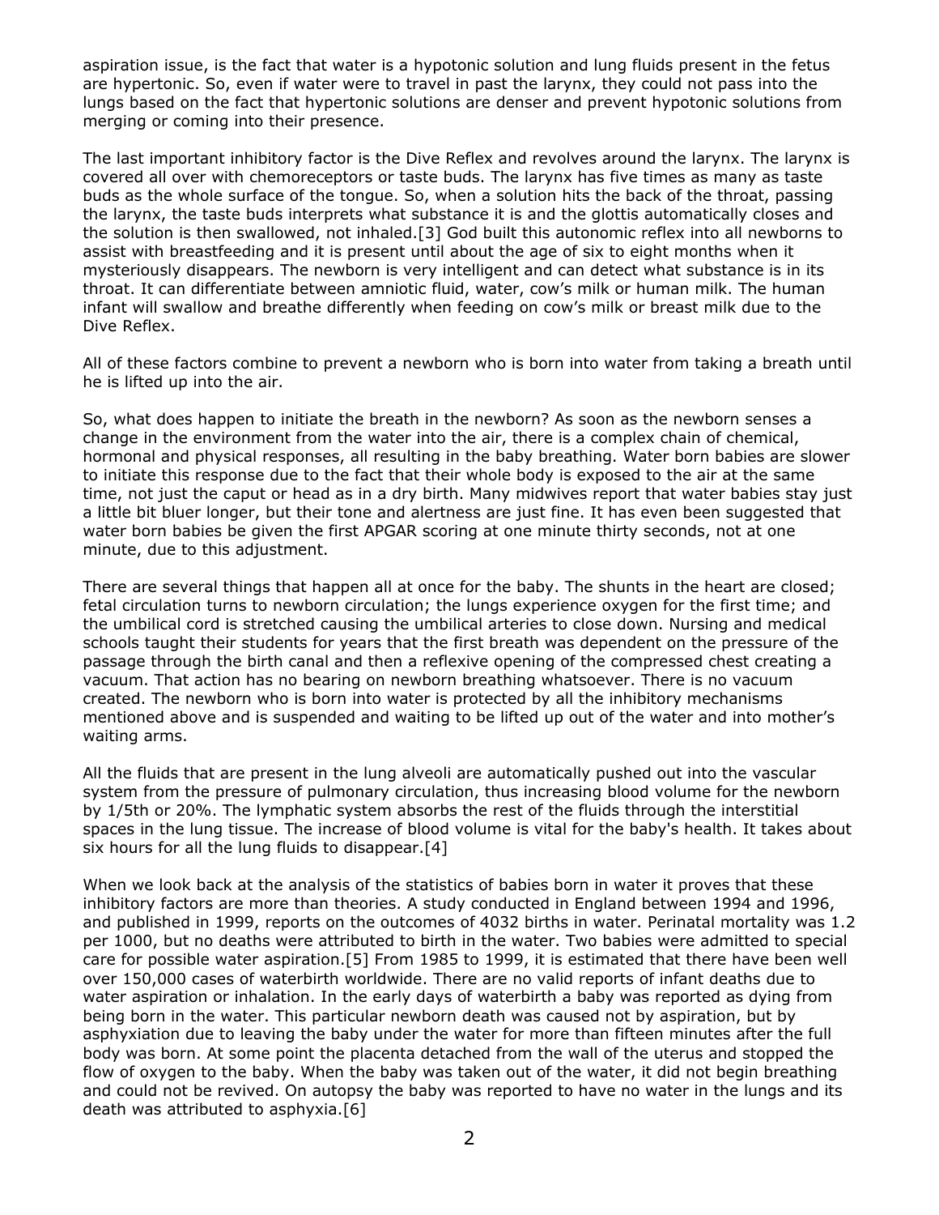aspiration issue, is the fact that water is a hypotonic solution and lung fluids present in the fetus are hypertonic. So, even if water were to travel in past the larynx, they could not pass into the lungs based on the fact that hypertonic solutions are denser and prevent hypotonic solutions from merging or coming into their presence.

The last important inhibitory factor is the Dive Reflex and revolves around the larynx. The larynx is covered all over with chemoreceptors or taste buds. The larynx has five times as many as taste buds as the whole surface of the tongue. So, when a solution hits the back of the throat, passing the larynx, the taste buds interprets what substance it is and the glottis automatically closes and the solution is then swallowed, not inhaled.[3] God built this autonomic reflex into all newborns to assist with breastfeeding and it is present until about the age of six to eight months when it mysteriously disappears. The newborn is very intelligent and can detect what substance is in its throat. It can differentiate between amniotic fluid, water, cow's milk or human milk. The human infant will swallow and breathe differently when feeding on cow's milk or breast milk due to the Dive Reflex.

All of these factors combine to prevent a newborn who is born into water from taking a breath until he is lifted up into the air.

So, what does happen to initiate the breath in the newborn? As soon as the newborn senses a change in the environment from the water into the air, there is a complex chain of chemical, hormonal and physical responses, all resulting in the baby breathing. Water born babies are slower to initiate this response due to the fact that their whole body is exposed to the air at the same time, not just the caput or head as in a dry birth. Many midwives report that water babies stay just a little bit bluer longer, but their tone and alertness are just fine. It has even been suggested that water born babies be given the first APGAR scoring at one minute thirty seconds, not at one minute, due to this adjustment.

There are several things that happen all at once for the baby. The shunts in the heart are closed; fetal circulation turns to newborn circulation; the lungs experience oxygen for the first time; and the umbilical cord is stretched causing the umbilical arteries to close down. Nursing and medical schools taught their students for years that the first breath was dependent on the pressure of the passage through the birth canal and then a reflexive opening of the compressed chest creating a vacuum. That action has no bearing on newborn breathing whatsoever. There is no vacuum created. The newborn who is born into water is protected by all the inhibitory mechanisms mentioned above and is suspended and waiting to be lifted up out of the water and into mother's waiting arms.

All the fluids that are present in the lung alveoli are automatically pushed out into the vascular system from the pressure of pulmonary circulation, thus increasing blood volume for the newborn by 1/5th or 20%. The lymphatic system absorbs the rest of the fluids through the interstitial spaces in the lung tissue. The increase of blood volume is vital for the baby's health. It takes about six hours for all the lung fluids to disappear.[4]

When we look back at the analysis of the statistics of babies born in water it proves that these inhibitory factors are more than theories. A study conducted in England between 1994 and 1996, and published in 1999, reports on the outcomes of 4032 births in water. Perinatal mortality was 1.2 per 1000, but no deaths were attributed to birth in the water. Two babies were admitted to special care for possible water aspiration.[5] From 1985 to 1999, it is estimated that there have been well over 150,000 cases of waterbirth worldwide. There are no valid reports of infant deaths due to water aspiration or inhalation. In the early days of waterbirth a baby was reported as dying from being born in the water. This particular newborn death was caused not by aspiration, but by asphyxiation due to leaving the baby under the water for more than fifteen minutes after the full body was born. At some point the placenta detached from the wall of the uterus and stopped the flow of oxygen to the baby. When the baby was taken out of the water, it did not begin breathing and could not be revived. On autopsy the baby was reported to have no water in the lungs and its death was attributed to asphyxia.[6]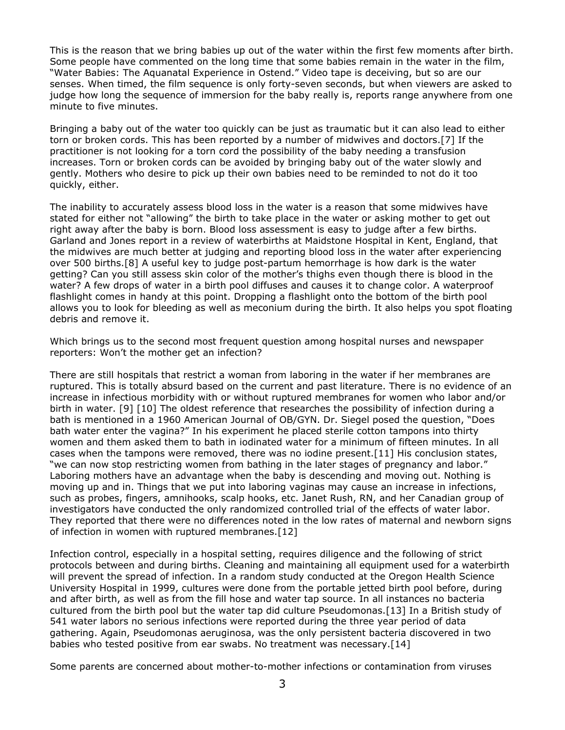This is the reason that we bring babies up out of the water within the first few moments after birth. Some people have commented on the long time that some babies remain in the water in the film, "Water Babies: The Aquanatal Experience in Ostend." Video tape is deceiving, but so are our senses. When timed, the film sequence is only forty-seven seconds, but when viewers are asked to judge how long the sequence of immersion for the baby really is, reports range anywhere from one minute to five minutes.

Bringing a baby out of the water too quickly can be just as traumatic but it can also lead to either torn or broken cords. This has been reported by a number of midwives and doctors.[7] If the practitioner is not looking for a torn cord the possibility of the baby needing a transfusion increases. Torn or broken cords can be avoided by bringing baby out of the water slowly and gently. Mothers who desire to pick up their own babies need to be reminded to not do it too quickly, either.

The inability to accurately assess blood loss in the water is a reason that some midwives have stated for either not "allowing" the birth to take place in the water or asking mother to get out right away after the baby is born. Blood loss assessment is easy to judge after a few births. Garland and Jones report in a review of waterbirths at Maidstone Hospital in Kent, England, that the midwives are much better at judging and reporting blood loss in the water after experiencing over 500 births.[8] A useful key to judge post-partum hemorrhage is how dark is the water getting? Can you still assess skin color of the mother's thighs even though there is blood in the water? A few drops of water in a birth pool diffuses and causes it to change color. A waterproof flashlight comes in handy at this point. Dropping a flashlight onto the bottom of the birth pool allows you to look for bleeding as well as meconium during the birth. It also helps you spot floating debris and remove it.

Which brings us to the second most frequent question among hospital nurses and newspaper reporters: Won't the mother get an infection?

There are still hospitals that restrict a woman from laboring in the water if her membranes are ruptured. This is totally absurd based on the current and past literature. There is no evidence of an increase in infectious morbidity with or without ruptured membranes for women who labor and/or birth in water. [9] [10] The oldest reference that researches the possibility of infection during a bath is mentioned in a 1960 American Journal of OB/GYN. Dr. Siegel posed the question, "Does bath water enter the vagina?" In his experiment he placed sterile cotton tampons into thirty women and them asked them to bath in iodinated water for a minimum of fifteen minutes. In all cases when the tampons were removed, there was no iodine present.[11] His conclusion states, "we can now stop restricting women from bathing in the later stages of pregnancy and labor." Laboring mothers have an advantage when the baby is descending and moving out. Nothing is moving up and in. Things that we put into laboring vaginas may cause an increase in infections, such as probes, fingers, amnihooks, scalp hooks, etc. Janet Rush, RN, and her Canadian group of investigators have conducted the only randomized controlled trial of the effects of water labor. They reported that there were no differences noted in the low rates of maternal and newborn signs of infection in women with ruptured membranes.[12]

Infection control, especially in a hospital setting, requires diligence and the following of strict protocols between and during births. Cleaning and maintaining all equipment used for a waterbirth will prevent the spread of infection. In a random study conducted at the Oregon Health Science University Hospital in 1999, cultures were done from the portable jetted birth pool before, during and after birth, as well as from the fill hose and water tap source. In all instances no bacteria cultured from the birth pool but the water tap did culture Pseudomonas.[13] In a British study of 541 water labors no serious infections were reported during the three year period of data gathering. Again, Pseudomonas aeruginosa, was the only persistent bacteria discovered in two babies who tested positive from ear swabs. No treatment was necessary.[14]

Some parents are concerned about mother-to-mother infections or contamination from viruses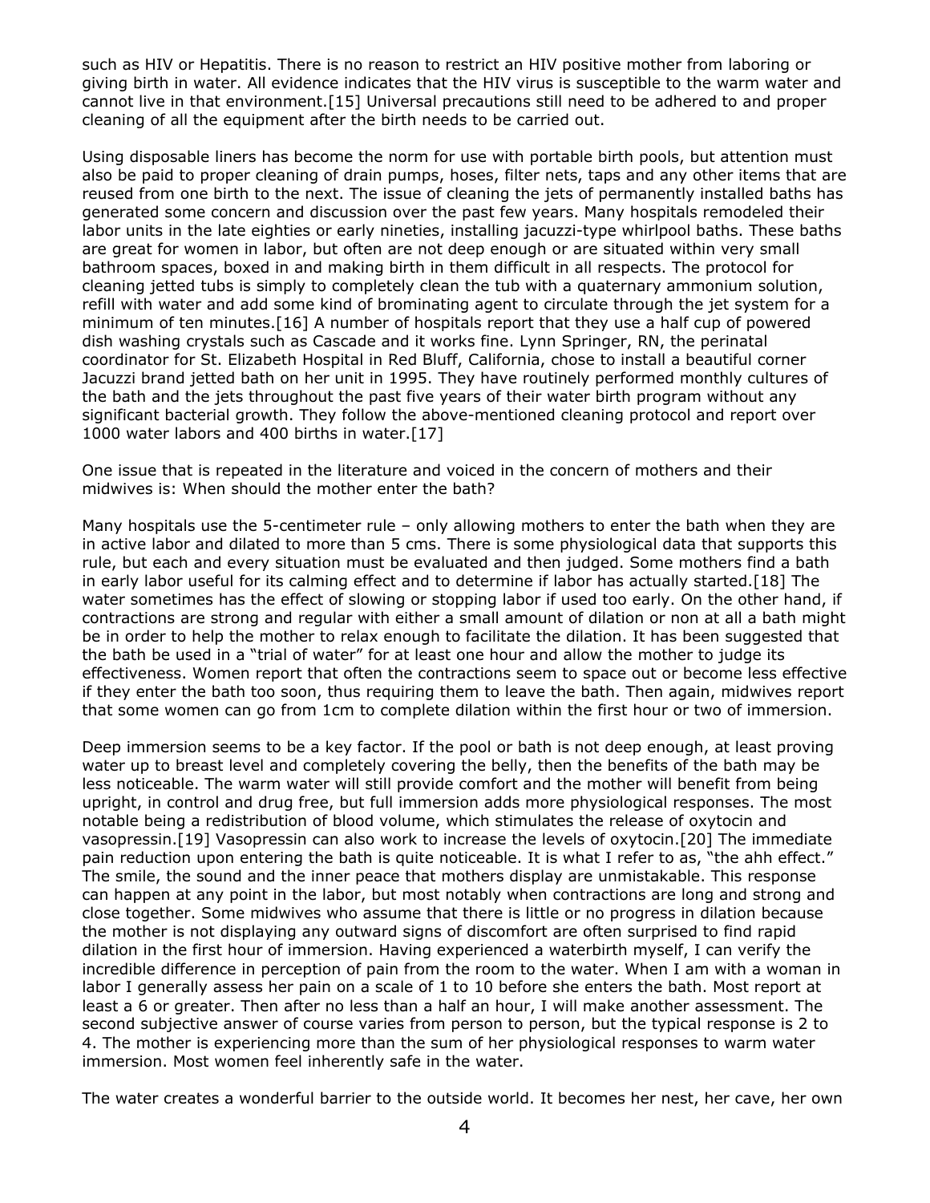such as HIV or Hepatitis. There is no reason to restrict an HIV positive mother from laboring or giving birth in water. All evidence indicates that the HIV virus is susceptible to the warm water and cannot live in that environment.[15] Universal precautions still need to be adhered to and proper cleaning of all the equipment after the birth needs to be carried out.

Using disposable liners has become the norm for use with portable birth pools, but attention must also be paid to proper cleaning of drain pumps, hoses, filter nets, taps and any other items that are reused from one birth to the next. The issue of cleaning the jets of permanently installed baths has generated some concern and discussion over the past few years. Many hospitals remodeled their labor units in the late eighties or early nineties, installing jacuzzi-type whirlpool baths. These baths are great for women in labor, but often are not deep enough or are situated within very small bathroom spaces, boxed in and making birth in them difficult in all respects. The protocol for cleaning jetted tubs is simply to completely clean the tub with a quaternary ammonium solution, refill with water and add some kind of brominating agent to circulate through the jet system for a minimum of ten minutes.[16] A number of hospitals report that they use a half cup of powered dish washing crystals such as Cascade and it works fine. Lynn Springer, RN, the perinatal coordinator for St. Elizabeth Hospital in Red Bluff, California, chose to install a beautiful corner Jacuzzi brand jetted bath on her unit in 1995. They have routinely performed monthly cultures of the bath and the jets throughout the past five years of their water birth program without any significant bacterial growth. They follow the above-mentioned cleaning protocol and report over 1000 water labors and 400 births in water.[17]

One issue that is repeated in the literature and voiced in the concern of mothers and their midwives is: When should the mother enter the bath?

Many hospitals use the 5-centimeter rule – only allowing mothers to enter the bath when they are in active labor and dilated to more than 5 cms. There is some physiological data that supports this rule, but each and every situation must be evaluated and then judged. Some mothers find a bath in early labor useful for its calming effect and to determine if labor has actually started.[18] The water sometimes has the effect of slowing or stopping labor if used too early. On the other hand, if contractions are strong and regular with either a small amount of dilation or non at all a bath might be in order to help the mother to relax enough to facilitate the dilation. It has been suggested that the bath be used in a "trial of water" for at least one hour and allow the mother to judge its effectiveness. Women report that often the contractions seem to space out or become less effective if they enter the bath too soon, thus requiring them to leave the bath. Then again, midwives report that some women can go from 1cm to complete dilation within the first hour or two of immersion.

Deep immersion seems to be a key factor. If the pool or bath is not deep enough, at least proving water up to breast level and completely covering the belly, then the benefits of the bath may be less noticeable. The warm water will still provide comfort and the mother will benefit from being upright, in control and drug free, but full immersion adds more physiological responses. The most notable being a redistribution of blood volume, which stimulates the release of oxytocin and vasopressin.[19] Vasopressin can also work to increase the levels of oxytocin.[20] The immediate pain reduction upon entering the bath is quite noticeable. It is what I refer to as, "the ahh effect." The smile, the sound and the inner peace that mothers display are unmistakable. This response can happen at any point in the labor, but most notably when contractions are long and strong and close together. Some midwives who assume that there is little or no progress in dilation because the mother is not displaying any outward signs of discomfort are often surprised to find rapid dilation in the first hour of immersion. Having experienced a waterbirth myself, I can verify the incredible difference in perception of pain from the room to the water. When I am with a woman in labor I generally assess her pain on a scale of 1 to 10 before she enters the bath. Most report at least a 6 or greater. Then after no less than a half an hour, I will make another assessment. The second subjective answer of course varies from person to person, but the typical response is 2 to 4. The mother is experiencing more than the sum of her physiological responses to warm water immersion. Most women feel inherently safe in the water.

The water creates a wonderful barrier to the outside world. It becomes her nest, her cave, her own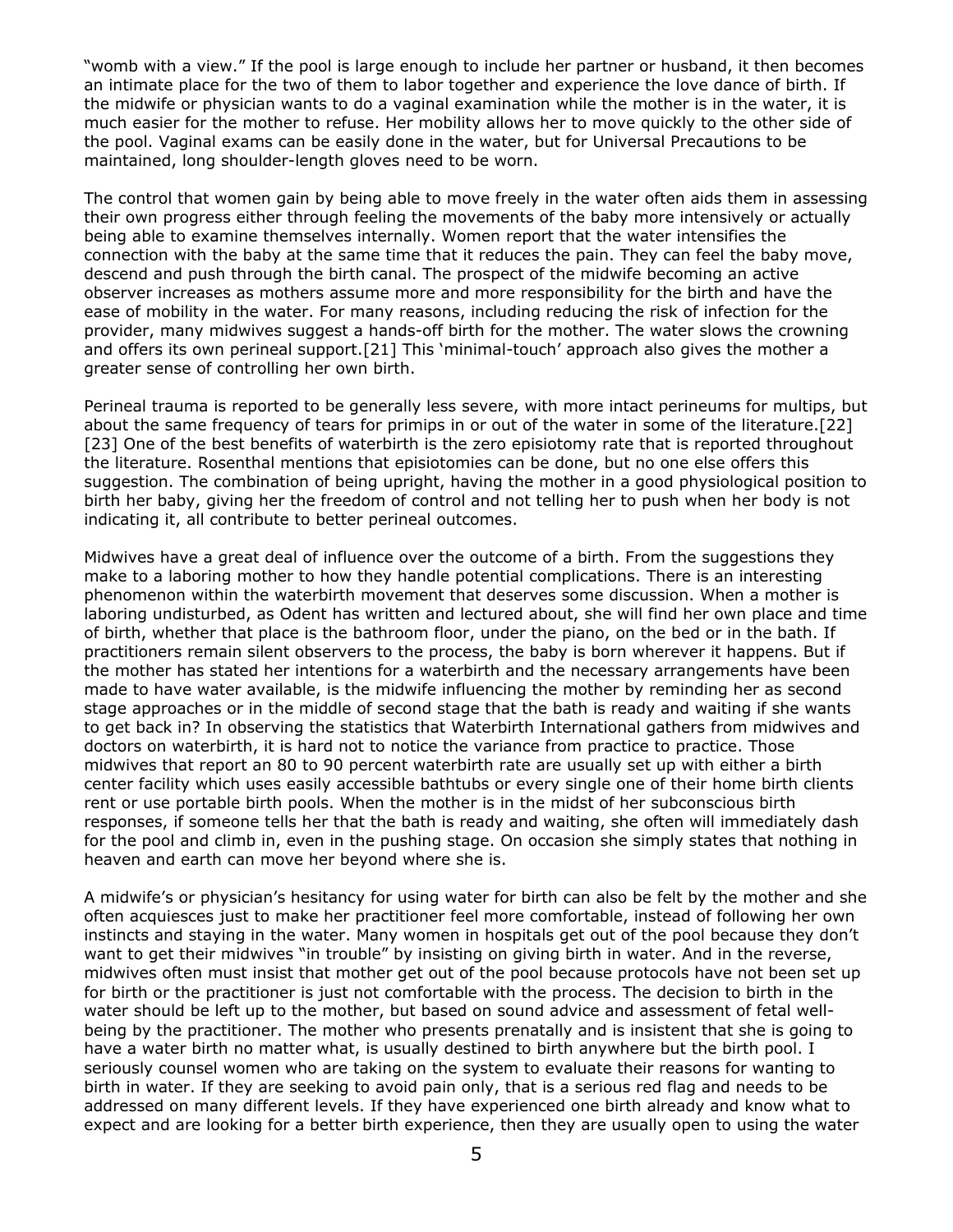"womb with a view." If the pool is large enough to include her partner or husband, it then becomes an intimate place for the two of them to labor together and experience the love dance of birth. If the midwife or physician wants to do a vaginal examination while the mother is in the water, it is much easier for the mother to refuse. Her mobility allows her to move quickly to the other side of the pool. Vaginal exams can be easily done in the water, but for Universal Precautions to be maintained, long shoulder-length gloves need to be worn.

The control that women gain by being able to move freely in the water often aids them in assessing their own progress either through feeling the movements of the baby more intensively or actually being able to examine themselves internally. Women report that the water intensifies the connection with the baby at the same time that it reduces the pain. They can feel the baby move, descend and push through the birth canal. The prospect of the midwife becoming an active observer increases as mothers assume more and more responsibility for the birth and have the ease of mobility in the water. For many reasons, including reducing the risk of infection for the provider, many midwives suggest a hands-off birth for the mother. The water slows the crowning and offers its own perineal support.[21] This 'minimal-touch' approach also gives the mother a greater sense of controlling her own birth.

Perineal trauma is reported to be generally less severe, with more intact perineums for multips, but about the same frequency of tears for primips in or out of the water in some of the literature.[22][23] One of the best benefits of waterbirth is the zero episiotomy rate that is reported throughout the literature. Rosenthal mentions that episiotomies can be done, but no one else offers this suggestion. The combination of being upright, having the mother in a good physiological position to birth her baby, giving her the freedom of control and not telling her to push when her body is not indicating it, all contribute to better perineal outcomes.

Midwives have a great deal of influence over the outcome of a birth. From the suggestions they make to a laboring mother to how they handle potential complications. There is an interesting phenomenon within the waterbirth movement that deserves some discussion. When a mother is laboring undisturbed, as Odent has written and lectured about, she will find her own place and time of birth, whether that place is the bathroom floor, under the piano, on the bed or in the bath. If practitioners remain silent observers to the process, the baby is born wherever it happens. But if the mother has stated her intentions for a waterbirth and the necessary arrangements have been made to have water available, is the midwife influencing the mother by reminding her as second stage approaches or in the middle of second stage that the bath is ready and waiting if she wants to get back in? In observing the statistics that Waterbirth International gathers from midwives and doctors on waterbirth, it is hard not to notice the variance from practice to practice. Those midwives that report an 80 to 90 percent waterbirth rate are usually set up with either a birth center facility which uses easily accessible bathtubs or every single one of their home birth clients rent or use portable birth pools. When the mother is in the midst of her subconscious birth responses, if someone tells her that the bath is ready and waiting, she often will immediately dash for the pool and climb in, even in the pushing stage. On occasion she simply states that nothing in heaven and earth can move her beyond where she is.

A midwife's or physician's hesitancy for using water for birth can also be felt by the mother and she often acquiesces just to make her practitioner feel more comfortable, instead of following her own instincts and staying in the water. Many women in hospitals get out of the pool because they don't want to get their midwives "in trouble" by insisting on giving birth in water. And in the reverse, midwives often must insist that mother get out of the pool because protocols have not been set up for birth or the practitioner is just not comfortable with the process. The decision to birth in the water should be left up to the mother, but based on sound advice and assessment of fetal well-being by the practitioner. The mother who presents prenatally and is insistent that she is going to have a water birth no matter what, is usually destined to birth anywhere but the birth pool. I seriously counsel women who are taking on the system to evaluate their reasons for wanting to birth in water. If they are seeking to avoid pain only, that is a serious red flag and needs to be addressed on many different levels. If they have experienced one birth already and know what to expect and are looking for a better birth experience, then they are usually open to using the water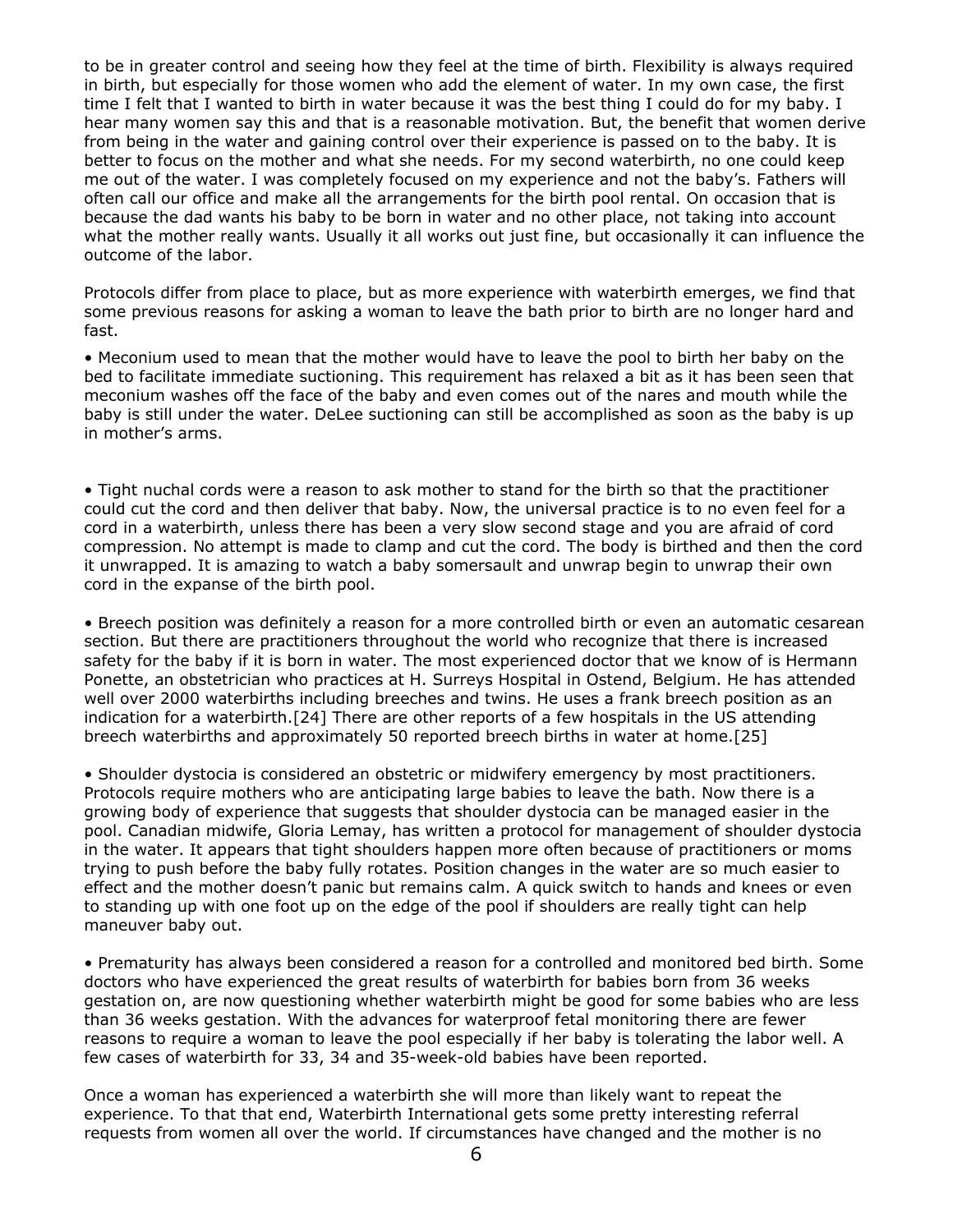to be in greater control and seeing how they feel at the time of birth. Flexibility is always required in birth, but especially for those women who add the element of water. In my own case, the first time I felt that I wanted to birth in water because it was the best thing I could do for my baby. I hear many women say this and that is a reasonable motivation. But, the benefit that women derive from being in the water and gaining control over their experience is passed on to the baby. It is better to focus on the mother and what she needs. For my second waterbirth, no one could keep me out of the water. I was completely focused on my experience and not the baby's. Fathers will often call our office and make all the arrangements for the birth pool rental. On occasion that is because the dad wants his baby to be born in water and no other place, not taking into account what the mother really wants. Usually it all works out just fine, but occasionally it can influence the outcome of the labor.

Protocols differ from place to place, but as more experience with waterbirth emerges, we find that some previous reasons for asking a woman to leave the bath prior to birth are no longer hard and fast.

• Meconium used to mean that the mother would have to leave the pool to birth her baby on the bed to facilitate immediate suctioning. This requirement has relaxed a bit as it has been seen that meconium washes off the face of the baby and even comes out of the nares and mouth while the baby is still under the water. DeLee suctioning can still be accomplished as soon as the baby is up in mother's arms.

• Tight nuchal cords were a reason to ask mother to stand for the birth so that the practitioner could cut the cord and then deliver that baby. Now, the universal practice is to no even feel for a cord in a waterbirth, unless there has been a very slow second stage and you are afraid of cord compression. No attempt is made to clamp and cut the cord. The body is birthed and then the cord it unwrapped. It is amazing to watch a baby somersault and unwrap begin to unwrap their own cord in the expanse of the birth pool.

• Breech position was definitely a reason for a more controlled birth or even an automatic cesarean section. But there are practitioners throughout the world who recognize that there is increased safety for the baby if it is born in water. The most experienced doctor that we know of is Hermann Ponette, an obstetrician who practices at H. Surreys Hospital in Ostend, Belgium. He has attended well over 2000 waterbirths including breeches and twins. He uses a frank breech position as an indication for a waterbirth.[24] There are other reports of a few hospitals in the US attending breech waterbirths and approximately 50 reported breech births in water at home.[25]

• Shoulder dystocia is considered an obstetric or midwifery emergency by most practitioners. Protocols require mothers who are anticipating large babies to leave the bath. Now there is a growing body of experience that suggests that shoulder dystocia can be managed easier in the pool. Canadian midwife, Gloria Lemay, has written a protocol for management of shoulder dystocia in the water. It appears that tight shoulders happen more often because of practitioners or moms trying to push before the baby fully rotates. Position changes in the water are so much easier to effect and the mother doesn't panic but remains calm. A quick switch to hands and knees or even to standing up with one foot up on the edge of the pool if shoulders are really tight can help maneuver baby out.

• Prematurity has always been considered a reason for a controlled and monitored bed birth. Some doctors who have experienced the great results of waterbirth for babies born from 36 weeks gestation on, are now questioning whether waterbirth might be good for some babies who are less than 36 weeks gestation. With the advances for waterproof fetal monitoring there are fewer reasons to require a woman to leave the pool especially if her baby is tolerating the labor well. A few cases of waterbirth for 33, 34 and 35-week-old babies have been reported.

Once a woman has experienced a waterbirth she will more than likely want to repeat the experience. To that that end, Waterbirth International gets some pretty interesting referral requests from women all over the world. If circumstances have changed and the mother is no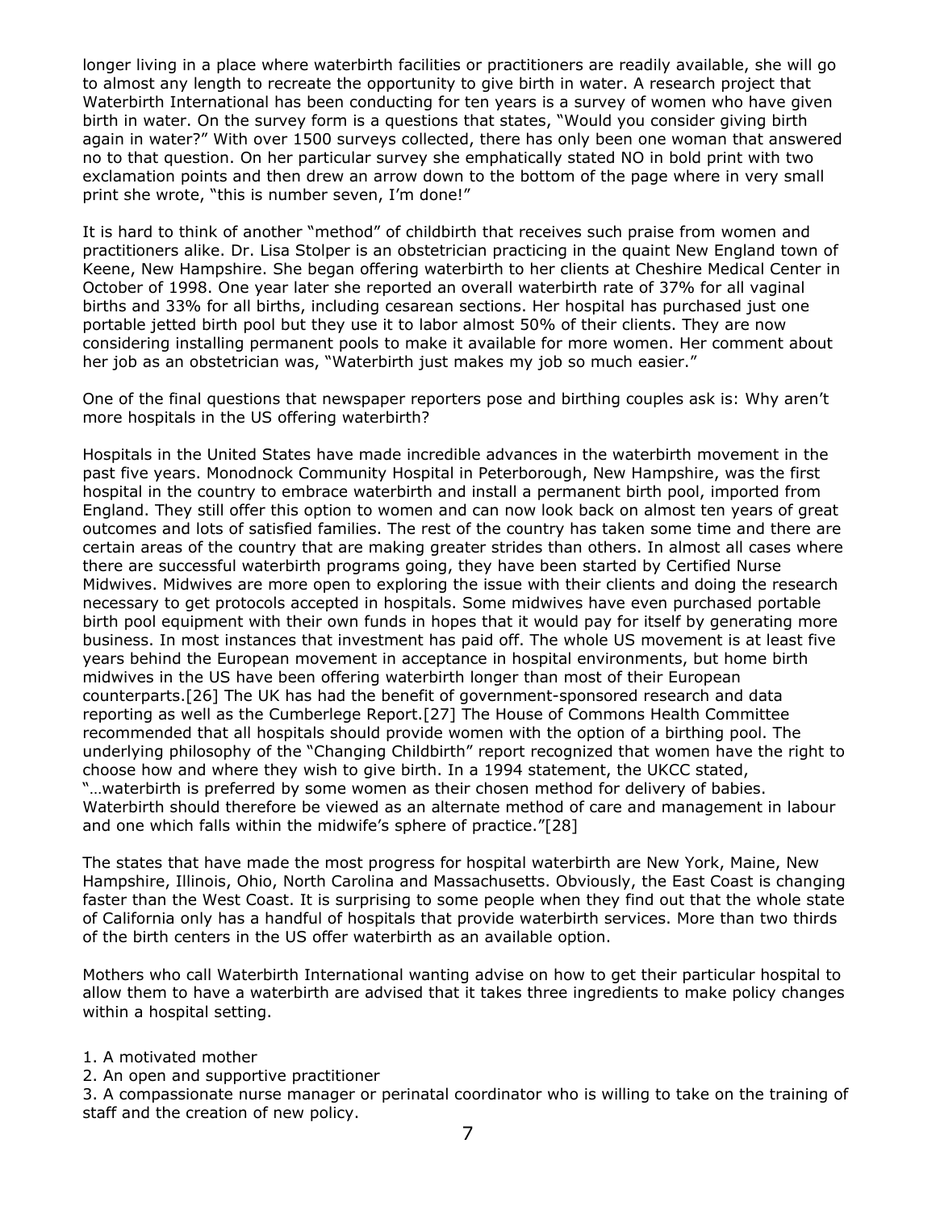longer living in a place where waterbirth facilities or practitioners are readily available, she will go to almost any length to recreate the opportunity to give birth in water. A research project that Waterbirth International has been conducting for ten years is a survey of women who have given birth in water. On the survey form is a questions that states, "Would you consider giving birth again in water?" With over 1500 surveys collected, there has only been one woman that answered no to that question. On her particular survey she emphatically stated NO in bold print with two exclamation points and then drew an arrow down to the bottom of the page where in very small print she wrote, "this is number seven, I'm done!"

It is hard to think of another "method" of childbirth that receives such praise from women and practitioners alike. Dr. Lisa Stolper is an obstetrician practicing in the quaint New England town of Keene, New Hampshire. She began offering waterbirth to her clients at Cheshire Medical Center in October of 1998. One year later she reported an overall waterbirth rate of 37% for all vaginal births and 33% for all births, including cesarean sections. Her hospital has purchased just one portable jetted birth pool but they use it to labor almost 50% of their clients. They are now considering installing permanent pools to make it available for more women. Her comment about her job as an obstetrician was, "Waterbirth just makes my job so much easier."

One of the final questions that newspaper reporters pose and birthing couples ask is: Why aren't more hospitals in the US offering waterbirth?

Hospitals in the United States have made incredible advances in the waterbirth movement in the past five years. Monodnock Community Hospital in Peterborough, New Hampshire, was the first hospital in the country to embrace waterbirth and install a permanent birth pool, imported from England. They still offer this option to women and can now look back on almost ten years of great outcomes and lots of satisfied families. The rest of the country has taken some time and there are certain areas of the country that are making greater strides than others. In almost all cases where there are successful waterbirth programs going, they have been started by Certified Nurse Midwives. Midwives are more open to exploring the issue with their clients and doing the research necessary to get protocols accepted in hospitals. Some midwives have even purchased portable birth pool equipment with their own funds in hopes that it would pay for itself by generating more business. In most instances that investment has paid off. The whole US movement is at least five years behind the European movement in acceptance in hospital environments, but home birth midwives in the US have been offering waterbirth longer than most of their European counterparts.[26] The UK has had the benefit of government-sponsored research and data reporting as well as the Cumberlege Report.[27] The House of Commons Health Committee recommended that all hospitals should provide women with the option of a birthing pool. The underlying philosophy of the "Changing Childbirth" report recognized that women have the right to choose how and where they wish to give birth. In a 1994 statement, the UKCC stated, "…waterbirth is preferred by some women as their chosen method for delivery of babies. Waterbirth should therefore be viewed as an alternate method of care and management in labour and one which falls within the midwife's sphere of practice."[28]

The states that have made the most progress for hospital waterbirth are New York, Maine, New Hampshire, Illinois, Ohio, North Carolina and Massachusetts. Obviously, the East Coast is changing faster than the West Coast. It is surprising to some people when they find out that the whole state of California only has a handful of hospitals that provide waterbirth services. More than two thirds of the birth centers in the US offer waterbirth as an available option.

Mothers who call Waterbirth International wanting advise on how to get their particular hospital to allow them to have a waterbirth are advised that it takes three ingredients to make policy changes within a hospital setting.

1. A motivated mother
2. An open and supportive practitioner
3. A compassionate nurse manager or perinatal coordinator who is willing to take on the training of staff and the creation of new policy.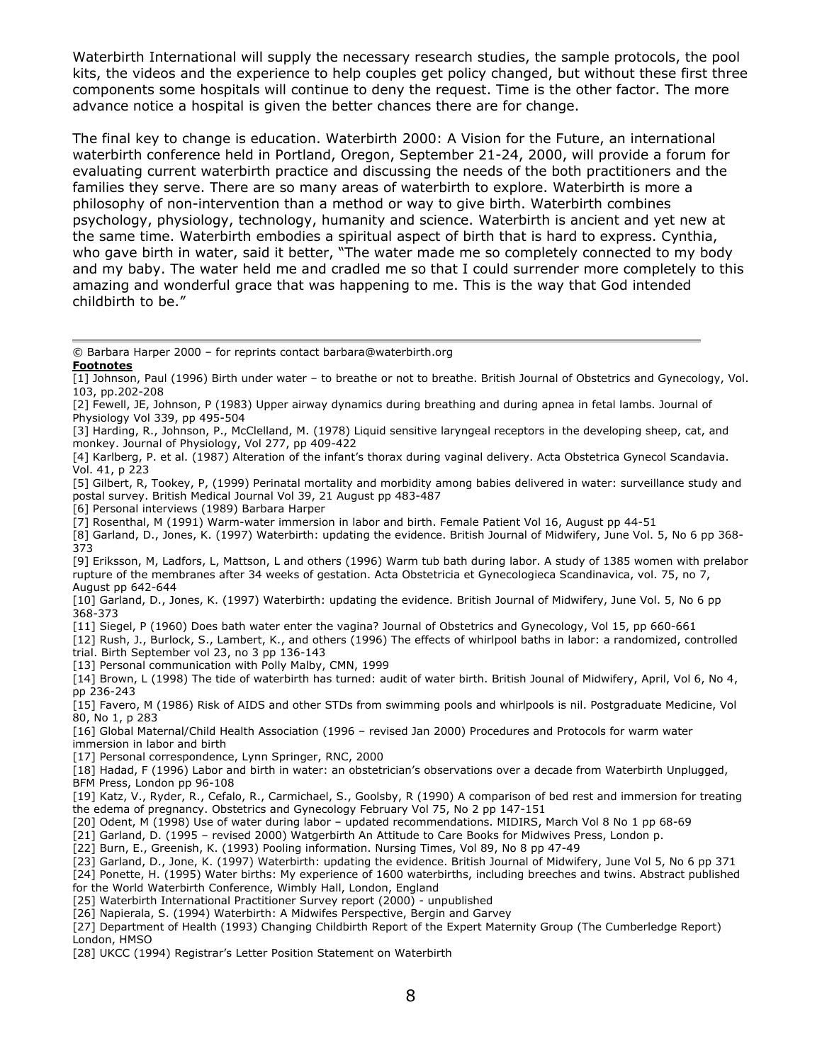Waterbirth International will supply the necessary research studies, the sample protocols, the pool kits, the videos and the experience to help couples get policy changed, but without these first three components some hospitals will continue to deny the request. Time is the other factor. The more advance notice a hospital is given the better chances there are for change.

The final key to change is education. Waterbirth 2000: A Vision for the Future, an international waterbirth conference held in Portland, Oregon, September 21-24, 2000, will provide a forum for evaluating current waterbirth practice and discussing the needs of the both practitioners and the families they serve. There are so many areas of waterbirth to explore. Waterbirth is more a philosophy of non-intervention than a method or way to give birth. Waterbirth combines psychology, physiology, technology, humanity and science. Waterbirth is ancient and yet new at the same time. Waterbirth embodies a spiritual aspect of birth that is hard to express. Cynthia, who gave birth in water, said it better, "The water made me so completely connected to my body and my baby. The water held me and cradled me so that I could surrender more completely to this amazing and wonderful grace that was happening to me. This is the way that God intended childbirth to be."

---

© Barbara Harper 2000 – for reprints contact barbara@waterbirth.org

**Footnotes**

[1] Johnson, Paul (1996) Birth under water – to breathe or not to breathe. British Journal of Obstetrics and Gynecology, Vol. 103, pp.202-208

[2] Fewell, JE, Johnson, P (1983) Upper airway dynamics during breathing and during apnea in fetal lambs. Journal of Physiology Vol 339, pp 495-504

[3] Harding, R., Johnson, P., McClelland, M. (1978) Liquid sensitive laryngeal receptors in the developing sheep, cat, and monkey. Journal of Physiology, Vol 277, pp 409-422

[4] Karlberg, P. et al. (1987) Alteration of the infant's thorax during vaginal delivery. Acta Obstetrica Gynecol Scandavia. Vol. 41, p 223

[5] Gilbert, R, Tookey, P, (1999) Perinatal mortality and morbidity among babies delivered in water: surveillance study and postal survey. British Medical Journal Vol 39, 21 August pp 483-487

[6] Personal interviews (1989) Barbara Harper

[7] Rosenthal, M (1991) Warm-water immersion in labor and birth. Female Patient Vol 16, August pp 44-51

[8] Garland, D., Jones, K. (1997) Waterbirth: updating the evidence. British Journal of Midwifery, June Vol. 5, No 6 pp 368-373

[9] Eriksson, M, Ladfors, L, Mattson, L and others (1996) Warm tub bath during labor. A study of 1385 women with prelabor rupture of the membranes after 34 weeks of gestation. Acta Obstetricia et Gynecologieca Scandinavica, vol. 75, no 7, August pp 642-644

[10] Garland, D., Jones, K. (1997) Waterbirth: updating the evidence. British Journal of Midwifery, June Vol. 5, No 6 pp 368-373

[11] Siegel, P (1960) Does bath water enter the vagina? Journal of Obstetrics and Gynecology, Vol 15, pp 660-661

[12] Rush, J., Burlock, S., Lambert, K., and others (1996) The effects of whirlpool baths in labor: a randomized, controlled trial. Birth September vol 23, no 3 pp 136-143

[13] Personal communication with Polly Malby, CMN, 1999

[14] Brown, L (1998) The tide of waterbirth has turned: audit of water birth. British Jounal of Midwifery, April, Vol 6, No 4, pp 236-243

[15] Favero, M (1986) Risk of AIDS and other STDs from swimming pools and whirlpools is nil. Postgraduate Medicine, Vol 80, No 1, p 283

[16] Global Maternal/Child Health Association (1996 – revised Jan 2000) Procedures and Protocols for warm water immersion in labor and birth

[17] Personal correspondence, Lynn Springer, RNC, 2000

[18] Hadad, F (1996) Labor and birth in water: an obstetrician's observations over a decade from Waterbirth Unplugged, BFM Press, London pp 96-108

[19] Katz, V., Ryder, R., Cefalo, R., Carmichael, S., Goolsby, R (1990) A comparison of bed rest and immersion for treating the edema of pregnancy. Obstetrics and Gynecology February Vol 75, No 2 pp 147-151

[20] Odent, M (1998) Use of water during labor – updated recommendations. MIDIRS, March Vol 8 No 1 pp 68-69

[21] Garland, D. (1995 – revised 2000) Watgerbirth An Attitude to Care Books for Midwives Press, London p.

[22] Burn, E., Greenish, K. (1993) Pooling information. Nursing Times, Vol 89, No 8 pp 47-49

[23] Garland, D., Jone, K. (1997) Waterbirth: updating the evidence. British Journal of Midwifery, June Vol 5, No 6 pp 371

[24] Ponette, H. (1995) Water births: My experience of 1600 waterbirths, including breeches and twins. Abstract published for the World Waterbirth Conference, Wimbly Hall, London, England

[25] Waterbirth International Practitioner Survey report (2000) - unpublished

[26] Napierala, S. (1994) Waterbirth: A Midwifes Perspective, Bergin and Garvey

[27] Department of Health (1993) Changing Childbirth Report of the Expert Maternity Group (The Cumberledge Report) London, HMSO

[28] UKCC (1994) Registrar's Letter Position Statement on Waterbirth